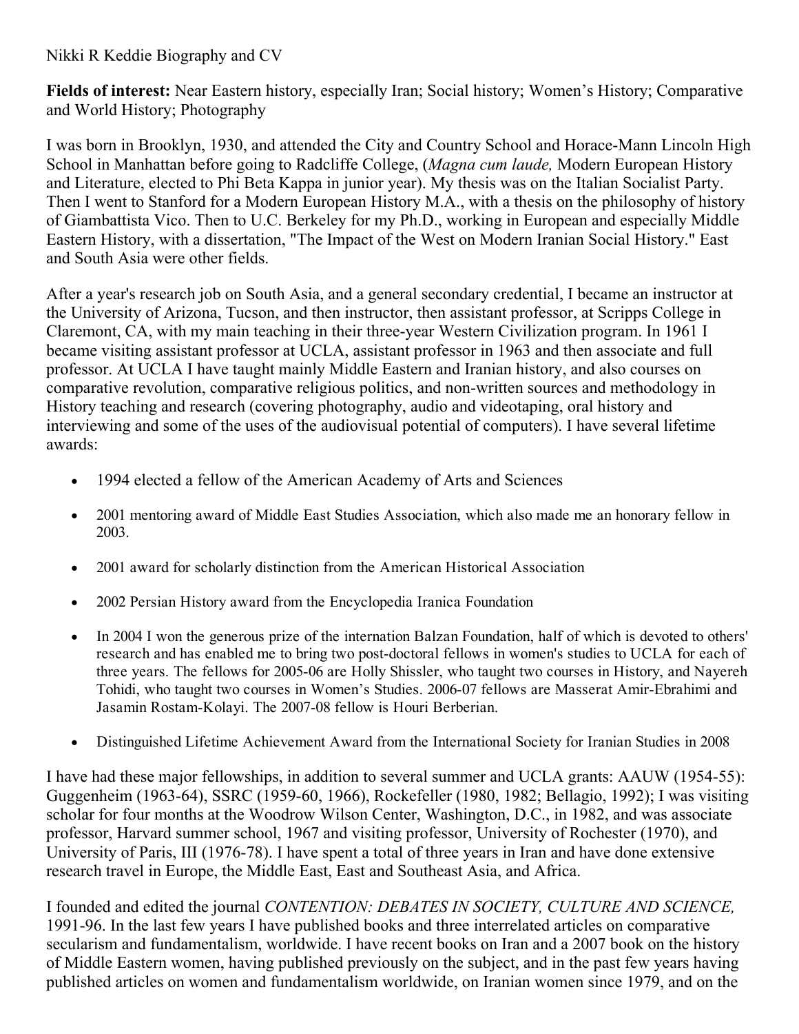Nikki R Keddie Biography and CV

**Fields of interest:** Near Eastern history, especially Iran; Social history; Women's History; Comparative and World History; Photography

I was born in Brooklyn, 1930, and attended the City and Country School and Horace-Mann Lincoln High School in Manhattan before going to Radcliffe College, (*Magna cum laude,* Modern European History and Literature, elected to Phi Beta Kappa in junior year). My thesis was on the Italian Socialist Party. Then I went to Stanford for a Modern European History M.A., with a thesis on the philosophy of history of Giambattista Vico. Then to U.C. Berkeley for my Ph.D., working in European and especially Middle Eastern History, with a dissertation, "The Impact of the West on Modern Iranian Social History." East and South Asia were other fields.

After a year's research job on South Asia, and a general secondary credential, I became an instructor at the University of Arizona, Tucson, and then instructor, then assistant professor, at Scripps College in Claremont, CA, with my main teaching in their three-year Western Civilization program. In 1961 I became visiting assistant professor at UCLA, assistant professor in 1963 and then associate and full professor. At UCLA I have taught mainly Middle Eastern and Iranian history, and also courses on comparative revolution, comparative religious politics, and non-written sources and methodology in History teaching and research (covering photography, audio and videotaping, oral history and interviewing and some of the uses of the audiovisual potential of computers). I have several lifetime awards:

- 1994 elected a fellow of the American Academy of Arts and Sciences
- 2001 mentoring award of Middle East Studies Association, which also made me an honorary fellow in 2003.
- 2001 award for scholarly distinction from the American Historical Association
- 2002 Persian History award from the Encyclopedia Iranica Foundation
- In 2004 I won the generous prize of the internation Balzan Foundation, half of which is devoted to others' research and has enabled me to bring two post-doctoral fellows in women's studies to UCLA for each of three years. The fellows for 2005-06 are Holly Shissler, who taught two courses in History, and Nayereh Tohidi, who taught two courses in Women's Studies. 2006-07 fellows are Masserat Amir-Ebrahimi and Jasamin Rostam-Kolayi. The 2007-08 fellow is Houri Berberian.
- Distinguished Lifetime Achievement Award from the International Society for Iranian Studies in 2008

I have had these major fellowships, in addition to several summer and UCLA grants: AAUW (1954-55): Guggenheim (1963-64), SSRC (1959-60, 1966), Rockefeller (1980, 1982; Bellagio, 1992); I was visiting scholar for four months at the Woodrow Wilson Center, Washington, D.C., in 1982, and was associate professor, Harvard summer school, 1967 and visiting professor, University of Rochester (1970), and University of Paris, III (1976-78). I have spent a total of three years in Iran and have done extensive research travel in Europe, the Middle East, East and Southeast Asia, and Africa.

I founded and edited the journal *CONTENTION: DEBATES IN SOCIETY, CULTURE AND SCIENCE,* 1991-96. In the last few years I have published books and three interrelated articles on comparative secularism and fundamentalism, worldwide. I have recent books on Iran and a 2007 book on the history of Middle Eastern women, having published previously on the subject, and in the past few years having published articles on women and fundamentalism worldwide, on Iranian women since 1979, and on the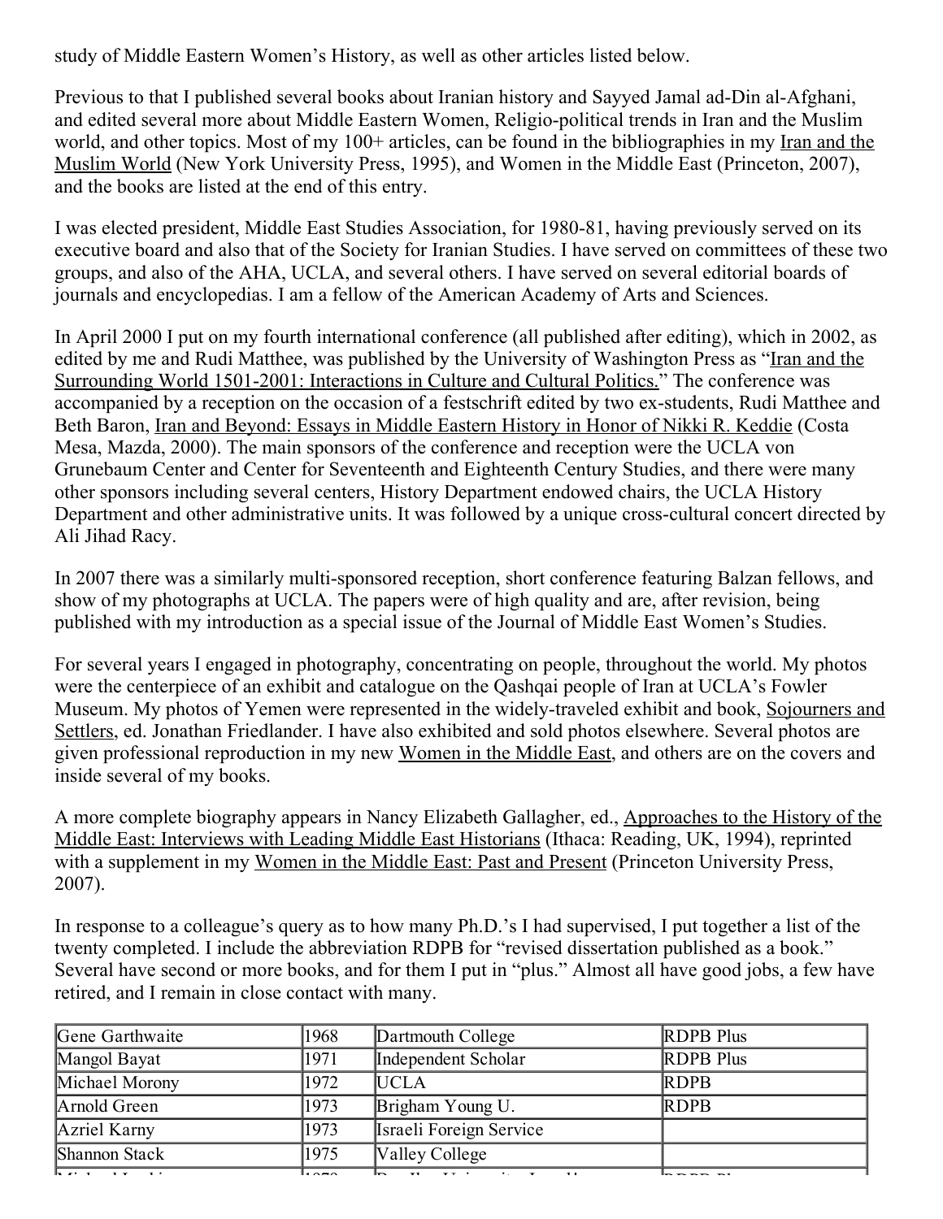study of Middle Eastern Women's History, as well as other articles listed below.

Previous to that I published several books about Iranian history and Sayyed Jamal ad-Din al-Afghani, and edited several more about Middle Eastern Women, Religio-political trends in Iran and the Muslim world, and other topics. Most of my 100+ articles, can be found in the bibliographies in my Iran and the Muslim World (New York University Press, 1995), and Women in the Middle East (Princeton, 2007), and the books are listed at the end of this entry.

I was elected president, Middle East Studies Association, for 1980-81, having previously served on its executive board and also that of the Society for Iranian Studies. I have served on committees of these two groups, and also of the AHA, UCLA, and several others. I have served on several editorial boards of journals and encyclopedias. I am a fellow of the American Academy of Arts and Sciences.

In April 2000 I put on my fourth international conference (all published after editing), which in 2002, as edited by me and Rudi Matthee, was published by the University of Washington Press as "Iran and the Surrounding World 1501-2001: Interactions in Culture and Cultural Politics." The conference was accompanied by a reception on the occasion of a festschrift edited by two ex-students, Rudi Matthee and Beth Baron, Iran and Beyond: Essays in Middle Eastern History in Honor of Nikki R. Keddie (Costa Mesa, Mazda, 2000). The main sponsors of the conference and reception were the UCLA von Grunebaum Center and Center for Seventeenth and Eighteenth Century Studies, and there were many other sponsors including several centers, History Department endowed chairs, the UCLA History Department and other administrative units. It was followed by a unique cross-cultural concert directed by Ali Jihad Racy.

In 2007 there was a similarly multi-sponsored reception, short conference featuring Balzan fellows, and show of my photographs at UCLA. The papers were of high quality and are, after revision, being published with my introduction as a special issue of the Journal of Middle East Women's Studies.

For several years I engaged in photography, concentrating on people, throughout the world. My photos were the centerpiece of an exhibit and catalogue on the Qashqai people of Iran at UCLA's Fowler Museum. My photos of Yemen were represented in the widely-traveled exhibit and book, Sojourners and Settlers, ed. Jonathan Friedlander. I have also exhibited and sold photos elsewhere. Several photos are given professional reproduction in my new Women in the Middle East, and others are on the covers and inside several of my books.

A more complete biography appears in Nancy Elizabeth Gallagher, ed., Approaches to the History of the Middle East: Interviews with Leading Middle East Historians (Ithaca: Reading, UK, 1994), reprinted with a supplement in my Women in the Middle East: Past and Present (Princeton University Press, 2007).

In response to a colleague's query as to how many Ph.D.'s I had supervised, I put together a list of the twenty completed. I include the abbreviation RDPB for "revised dissertation published as a book." Several have second or more books, and for them I put in "plus." Almost all have good jobs, a few have retired, and I remain in close contact with many.

| | | | |
|---|---|---|---|
| Gene Garthwaite | 1968 | Dartmouth College | RDPB Plus |
| Mangol Bayat | 1971 | Independent Scholar | RDPB Plus |
| Michael Morony | 1972 | UCLA | RDPB |
| Arnold Green | 1973 | Brigham Young U. | RDPB |
| Azriel Karny | 1973 | Israeli Foreign Service | |
| Shannon Stack | 1975 | Valley College | |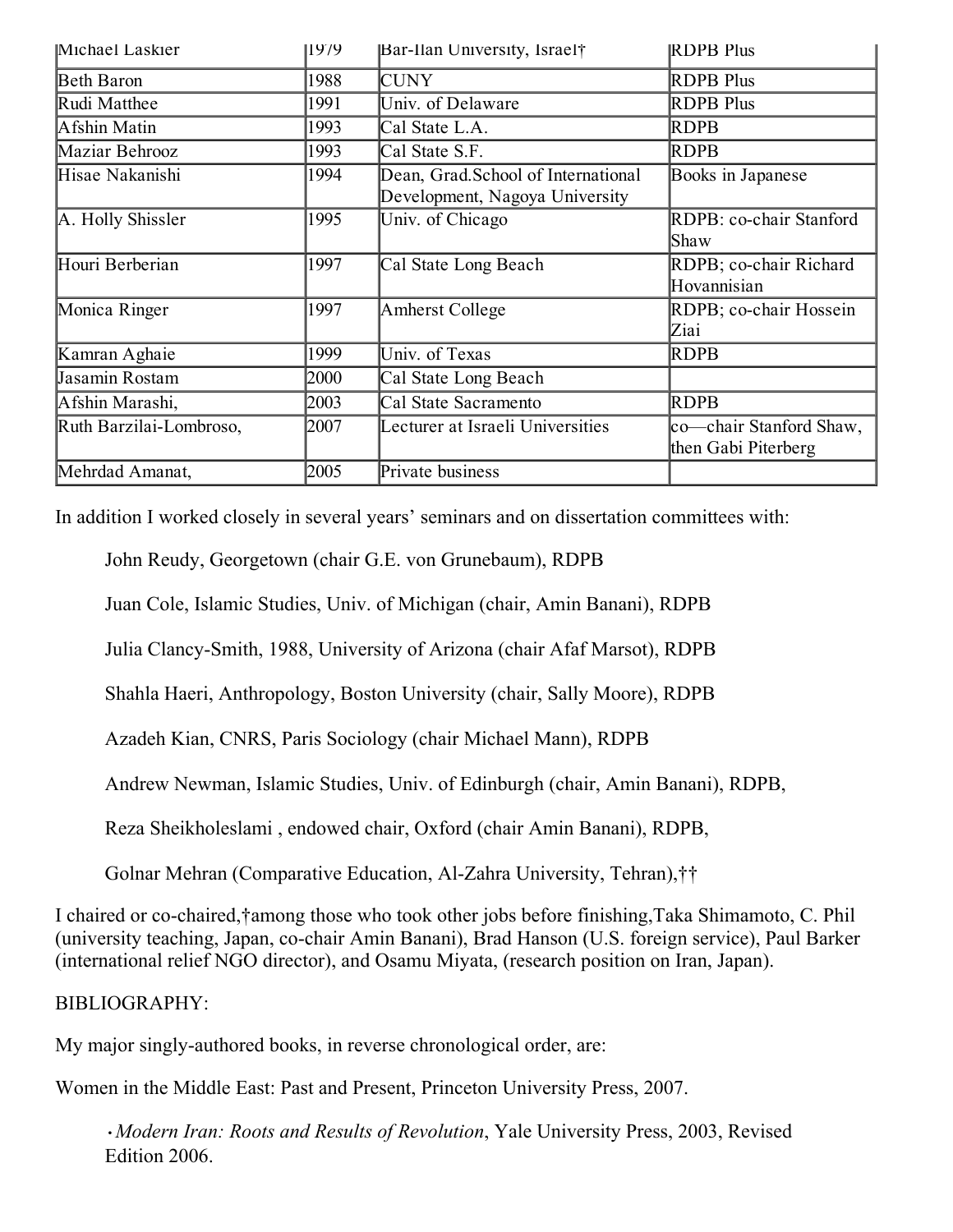| Michael Laskier | 1979 | Bar-Ilan University, Israel† | RDPB Plus |
|---|---|---|---|
| Beth Baron | 1988 | CUNY | RDPB Plus |
| Rudi Matthee | 1991 | Univ. of Delaware | RDPB Plus |
| Afshin Matin | 1993 | Cal State L.A. | RDPB |
| Maziar Behrooz | 1993 | Cal State S.F. | RDPB |
| Hisae Nakanishi | 1994 | Dean, Grad.School of International Development, Nagoya University | Books in Japanese |
| A. Holly Shissler | 1995 | Univ. of Chicago | RDPB: co-chair Stanford Shaw |
| Houri Berberian | 1997 | Cal State Long Beach | RDPB; co-chair Richard Hovannisian |
| Monica Ringer | 1997 | Amherst College | RDPB; co-chair Hossein Ziai |
| Kamran Aghaie | 1999 | Univ. of Texas | RDPB |
| Jasamin Rostam | 2000 | Cal State Long Beach | |
| Afshin Marashi, | 2003 | Cal State Sacramento | RDPB |
| Ruth Barzilai-Lombroso, | 2007 | Lecturer at Israeli Universities | co—chair Stanford Shaw, then Gabi Piterberg |
| Mehrdad Amanat, | 2005 | Private business | |

In addition I worked closely in several years' seminars and on dissertation committees with:

John Reudy, Georgetown (chair G.E. von Grunebaum), RDPB

Juan Cole, Islamic Studies, Univ. of Michigan (chair, Amin Banani), RDPB

Julia Clancy-Smith, 1988, University of Arizona (chair Afaf Marsot), RDPB

Shahla Haeri, Anthropology, Boston University (chair, Sally Moore), RDPB

Azadeh Kian, CNRS, Paris Sociology (chair Michael Mann), RDPB

Andrew Newman, Islamic Studies, Univ. of Edinburgh (chair, Amin Banani), RDPB,

Reza Sheikholeslami , endowed chair, Oxford (chair Amin Banani), RDPB,

Golnar Mehran (Comparative Education, Al-Zahra University, Tehran),††

I chaired or co-chaired,†among those who took other jobs before finishing,Taka Shimamoto, C. Phil (university teaching, Japan, co-chair Amin Banani), Brad Hanson (U.S. foreign service), Paul Barker (international relief NGO director), and Osamu Miyata, (research position on Iran, Japan).

BIBLIOGRAPHY:

My major singly-authored books, in reverse chronological order, are:

Women in the Middle East: Past and Present, Princeton University Press, 2007.

- *Modern Iran: Roots and Results of Revolution*, Yale University Press, 2003, Revised Edition 2006.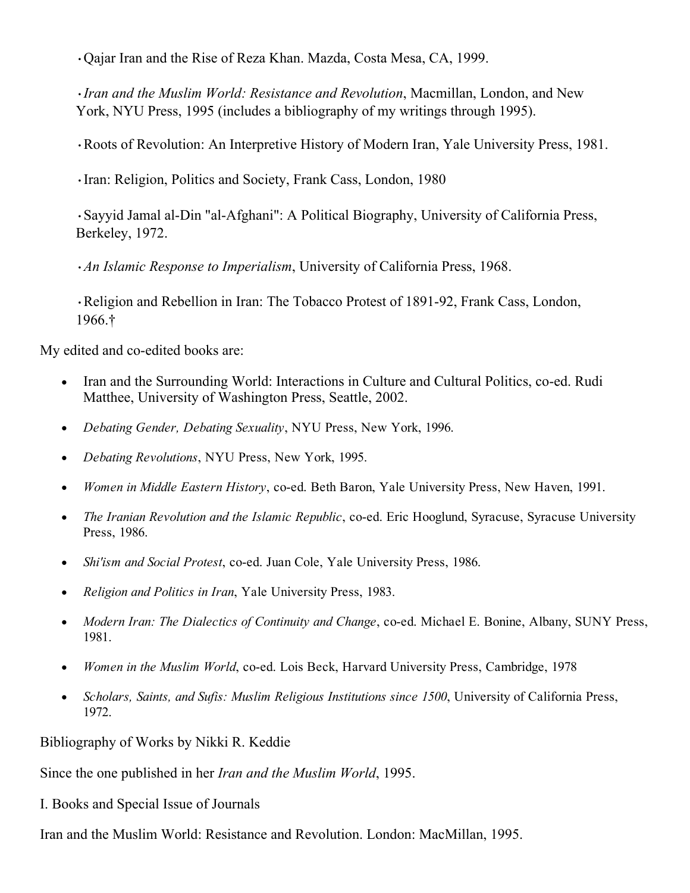- Qajar Iran and the Rise of Reza Khan. Mazda, Costa Mesa, CA, 1999.

- *Iran and the Muslim World: Resistance and Revolution*, Macmillan, London, and New York, NYU Press, 1995 (includes a bibliography of my writings through 1995).

- Roots of Revolution: An Interpretive History of Modern Iran, Yale University Press, 1981.

- Iran: Religion, Politics and Society, Frank Cass, London, 1980

- Sayyid Jamal al-Din "al-Afghani": A Political Biography, University of California Press, Berkeley, 1972.

- *An Islamic Response to Imperialism*, University of California Press, 1968.

- Religion and Rebellion in Iran: The Tobacco Protest of 1891-92, Frank Cass, London, 1966.†

My edited and co-edited books are:

- Iran and the Surrounding World: Interactions in Culture and Cultural Politics, co-ed. Rudi Matthee, University of Washington Press, Seattle, 2002.
- *Debating Gender, Debating Sexuality*, NYU Press, New York, 1996.
- *Debating Revolutions*, NYU Press, New York, 1995.
- *Women in Middle Eastern History*, co-ed. Beth Baron, Yale University Press, New Haven, 1991.
- *The Iranian Revolution and the Islamic Republic*, co-ed. Eric Hooglund, Syracuse, Syracuse University Press, 1986.
- *Shi'ism and Social Protest*, co-ed. Juan Cole, Yale University Press, 1986.
- *Religion and Politics in Iran*, Yale University Press, 1983.
- *Modern Iran: The Dialectics of Continuity and Change*, co-ed. Michael E. Bonine, Albany, SUNY Press, 1981.
- *Women in the Muslim World*, co-ed. Lois Beck, Harvard University Press, Cambridge, 1978
- *Scholars, Saints, and Sufis: Muslim Religious Institutions since 1500*, University of California Press, 1972.

Bibliography of Works by Nikki R. Keddie

Since the one published in her *Iran and the Muslim World*, 1995.

I. Books and Special Issue of Journals

Iran and the Muslim World: Resistance and Revolution. London: MacMillan, 1995.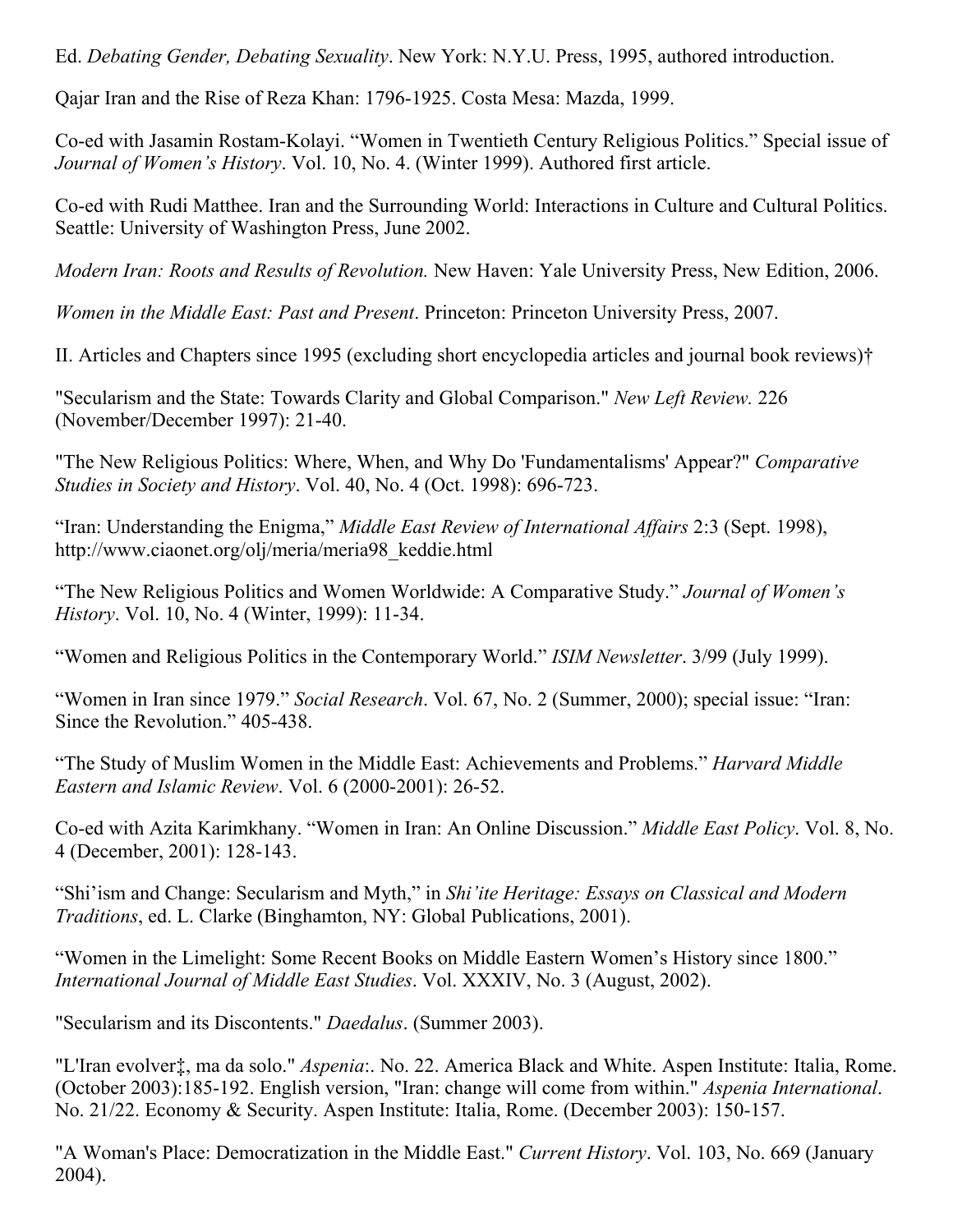Ed. *Debating Gender, Debating Sexuality*. New York: N.Y.U. Press, 1995, authored introduction.

Qajar Iran and the Rise of Reza Khan: 1796-1925. Costa Mesa: Mazda, 1999.

Co-ed with Jasamin Rostam-Kolayi. "Women in Twentieth Century Religious Politics." Special issue of *Journal of Women's History*. Vol. 10, No. 4. (Winter 1999). Authored first article.

Co-ed with Rudi Matthee. Iran and the Surrounding World: Interactions in Culture and Cultural Politics. Seattle: University of Washington Press, June 2002.

*Modern Iran: Roots and Results of Revolution.* New Haven: Yale University Press, New Edition, 2006.

*Women in the Middle East: Past and Present*. Princeton: Princeton University Press, 2007.

II. Articles and Chapters since 1995 (excluding short encyclopedia articles and journal book reviews)†

"Secularism and the State: Towards Clarity and Global Comparison." *New Left Review.* 226 (November/December 1997): 21-40.

"The New Religious Politics: Where, When, and Why Do 'Fundamentalisms' Appear?" *Comparative Studies in Society and History*. Vol. 40, No. 4 (Oct. 1998): 696-723.

"Iran: Understanding the Enigma," *Middle East Review of International Affairs* 2:3 (Sept. 1998), http://www.ciaonet.org/olj/meria/meria98_keddie.html

"The New Religious Politics and Women Worldwide: A Comparative Study." *Journal of Women's History*. Vol. 10, No. 4 (Winter, 1999): 11-34.

"Women and Religious Politics in the Contemporary World." *ISIM Newsletter*. 3/99 (July 1999).

"Women in Iran since 1979." *Social Research*. Vol. 67, No. 2 (Summer, 2000); special issue: "Iran: Since the Revolution." 405-438.

"The Study of Muslim Women in the Middle East: Achievements and Problems." *Harvard Middle Eastern and Islamic Review*. Vol. 6 (2000-2001): 26-52.

Co-ed with Azita Karimkhany. "Women in Iran: An Online Discussion." *Middle East Policy*. Vol. 8, No. 4 (December, 2001): 128-143.

"Shi'ism and Change: Secularism and Myth," in *Shi'ite Heritage: Essays on Classical and Modern Traditions*, ed. L. Clarke (Binghamton, NY: Global Publications, 2001).

"Women in the Limelight: Some Recent Books on Middle Eastern Women's History since 1800." *International Journal of Middle East Studies*. Vol. XXXIV, No. 3 (August, 2002).

"Secularism and its Discontents." *Daedalus*. (Summer 2003).

"L'Iran evolver‡, ma da solo." *Aspenia*:. No. 22. America Black and White. Aspen Institute: Italia, Rome. (October 2003):185-192. English version, "Iran: change will come from within." *Aspenia International*. No. 21/22. Economy & Security. Aspen Institute: Italia, Rome. (December 2003): 150-157.

"A Woman's Place: Democratization in the Middle East." *Current History*. Vol. 103, No. 669 (January 2004).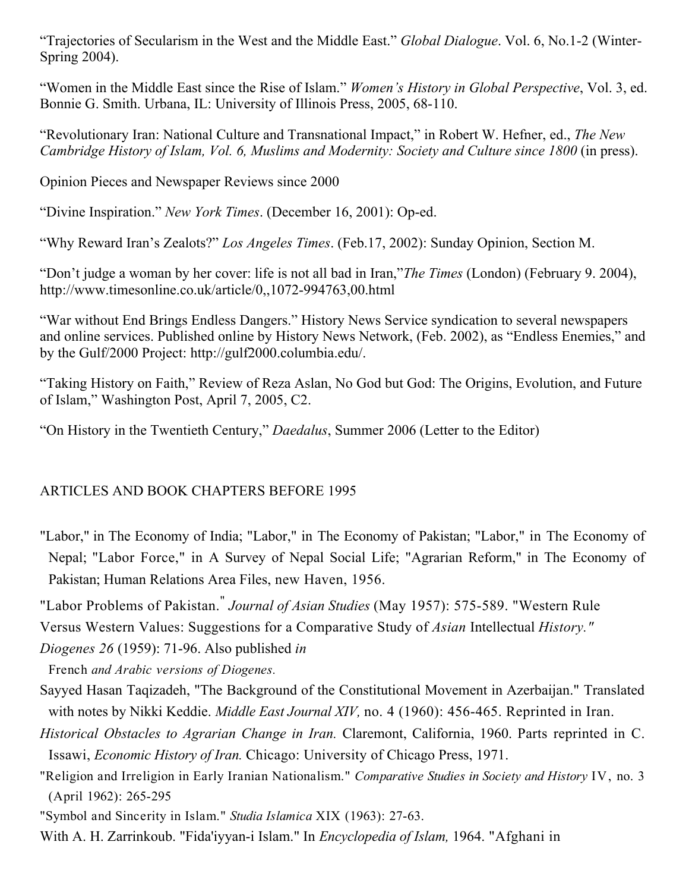"Trajectories of Secularism in the West and the Middle East." *Global Dialogue*. Vol. 6, No.1-2 (Winter-Spring 2004).

"Women in the Middle East since the Rise of Islam." *Women's History in Global Perspective*, Vol. 3, ed. Bonnie G. Smith. Urbana, IL: University of Illinois Press, 2005, 68-110.

"Revolutionary Iran: National Culture and Transnational Impact," in Robert W. Hefner, ed., *The New Cambridge History of Islam, Vol. 6, Muslims and Modernity: Society and Culture since 1800* (in press).

Opinion Pieces and Newspaper Reviews since 2000

"Divine Inspiration." *New York Times*. (December 16, 2001): Op-ed.

"Why Reward Iran's Zealots?" *Los Angeles Times*. (Feb.17, 2002): Sunday Opinion, Section M.

"Don't judge a woman by her cover: life is not all bad in Iran,"*The Times* (London) (February 9. 2004), http://www.timesonline.co.uk/article/0,,1072-994763,00.html

"War without End Brings Endless Dangers." History News Service syndication to several newspapers and online services. Published online by History News Network, (Feb. 2002), as "Endless Enemies," and by the Gulf/2000 Project: http://gulf2000.columbia.edu/.

"Taking History on Faith," Review of Reza Aslan, No God but God: The Origins, Evolution, and Future of Islam," Washington Post, April 7, 2005, C2.

"On History in the Twentieth Century," *Daedalus*, Summer 2006 (Letter to the Editor)

## ARTICLES AND BOOK CHAPTERS BEFORE 1995

"Labor," in The Economy of India; "Labor," in The Economy of Pakistan; "Labor," in The Economy of Nepal; "Labor Force," in A Survey of Nepal Social Life; "Agrarian Reform," in The Economy of Pakistan; Human Relations Area Files, new Haven, 1956.

"Labor Problems of Pakistan." *Journal of Asian Studies* (May 1957): 575-589. "Western Rule Versus Western Values: Suggestions for a Comparative Study of *Asian* Intellectual *History." Diogenes 26* (1959): 71-96. Also published *in* French *and Arabic versions of Diogenes.*

Sayyed Hasan Taqizadeh, "The Background of the Constitutional Movement in Azerbaijan." Translated with notes by Nikki Keddie. *Middle East Journal XIV,* no. 4 (1960): 456-465. Reprinted in Iran.

*Historical Obstacles to Agrarian Change in Iran.* Claremont, California, 1960. Parts reprinted in C. Issawi, *Economic History of Iran.* Chicago: University of Chicago Press, 1971.

"Religion and Irreligion in Early Iranian Nationalism." *Comparative Studies in Society and History* IV, no. 3 (April 1962): 265-295

"Symbol and Sincerity in Islam." *Studia Islamica* XIX (1963): 27-63.

With A. H. Zarrinkoub. "Fida'iyyan-i Islam." In *Encyclopedia of Islam,* 1964. "Afghani in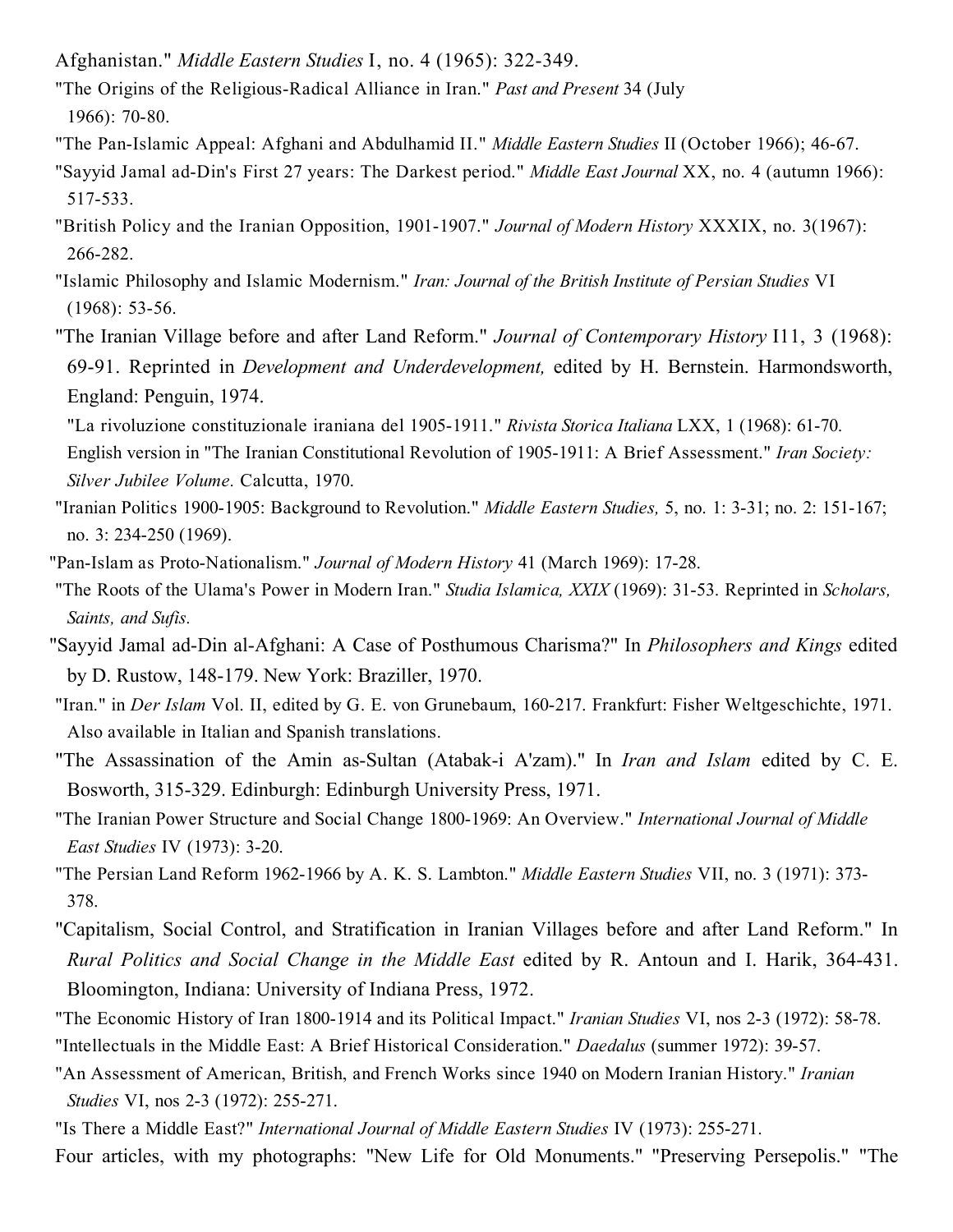Afghanistan." *Middle Eastern Studies* I, no. 4 (1965): 322-349.

"The Origins of the Religious-Radical Alliance in Iran." *Past and Present* 34 (July 1966): 70-80.

"The Pan-Islamic Appeal: Afghani and Abdulhamid II." *Middle Eastern Studies* II (October 1966); 46-67.

"Sayyid Jamal ad-Din's First 27 years: The Darkest period." *Middle East Journal* XX, no. 4 (autumn 1966): 517-533.

"British Policy and the Iranian Opposition, 1901-1907." *Journal of Modern History* XXXIX, no. 3(1967): 266-282.

"Islamic Philosophy and Islamic Modernism." *Iran: Journal of the British Institute of Persian Studies* VI (1968): 53-56.

"The Iranian Village before and after Land Reform." *Journal of Contemporary History* I11, 3 (1968): 69-91. Reprinted in *Development and Underdevelopment,* edited by H. Bernstein. Harmondsworth, England: Penguin, 1974.

"La rivoluzione constituzionale iraniana del 1905-1911." *Rivista Storica Italiana* LXX, 1 (1968): 61-70. English version in "The Iranian Constitutional Revolution of 1905-1911: A Brief Assessment." *Iran Society: Silver Jubilee Volume.* Calcutta, 1970.

"Iranian Politics 1900-1905: Background to Revolution." *Middle Eastern Studies,* 5, no. 1: 3-31; no. 2: 151-167; no. 3: 234-250 (1969).

"Pan-Islam as Proto-Nationalism." *Journal of Modern History* 41 (March 1969): 17-28.

"The Roots of the Ulama's Power in Modern Iran." *Studia Islamica, XXIX* (1969): 31-53. Reprinted in *Scholars, Saints, and Sufis.*

"Sayyid Jamal ad-Din al-Afghani: A Case of Posthumous Charisma?" In *Philosophers and Kings* edited by D. Rustow, 148-179. New York: Braziller, 1970.

"Iran." in *Der Islam* Vol. II, edited by G. E. von Grunebaum, 160-217. Frankfurt: Fisher Weltgeschichte, 1971. Also available in Italian and Spanish translations.

"The Assassination of the Amin as-Sultan (Atabak-i A'zam)." In *Iran and Islam* edited by C. E. Bosworth, 315-329. Edinburgh: Edinburgh University Press, 1971.

"The Iranian Power Structure and Social Change 1800-1969: An Overview." *International Journal of Middle East Studies* IV (1973): 3-20.

"The Persian Land Reform 1962-1966 by A. K. S. Lambton." *Middle Eastern Studies* VII, no. 3 (1971): 373-378.

"Capitalism, Social Control, and Stratification in Iranian Villages before and after Land Reform." In *Rural Politics and Social Change in the Middle East* edited by R. Antoun and I. Harik, 364-431. Bloomington, Indiana: University of Indiana Press, 1972.

"The Economic History of Iran 1800-1914 and its Political Impact." *Iranian Studies* VI, nos 2-3 (1972): 58-78.

"Intellectuals in the Middle East: A Brief Historical Consideration." *Daedalus* (summer 1972): 39-57.

"An Assessment of American, British, and French Works since 1940 on Modern Iranian History." *Iranian Studies* VI, nos 2-3 (1972): 255-271.

"Is There a Middle East?" *International Journal of Middle Eastern Studies* IV (1973): 255-271.

Four articles, with my photographs: "New Life for Old Monuments." "Preserving Persepolis." "The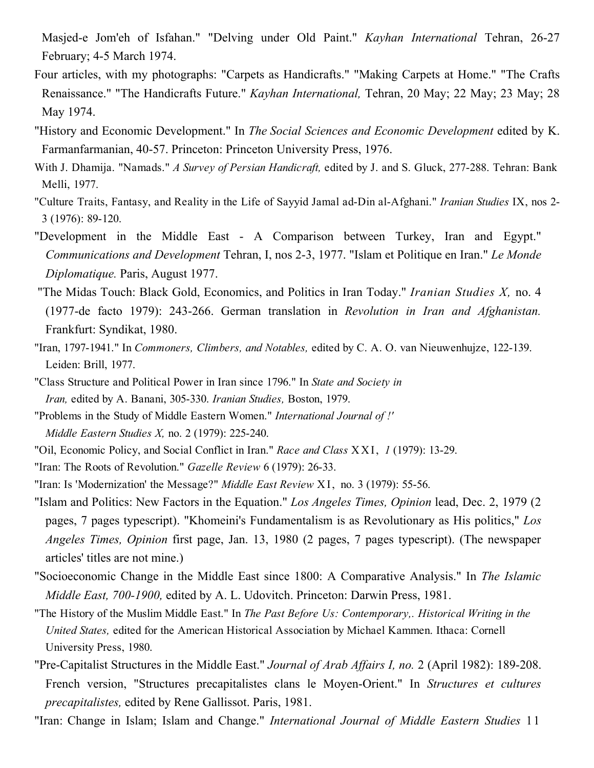Masjed-e Jom'eh of Isfahan." "Delving under Old Paint." *Kayhan International* Tehran, 26-27 February; 4-5 March 1974.

Four articles, with my photographs: "Carpets as Handicrafts." "Making Carpets at Home." "The Crafts Renaissance." "The Handicrafts Future." *Kayhan International,* Tehran, 20 May; 22 May; 23 May; 28 May 1974.

"History and Economic Development." In *The Social Sciences and Economic Development* edited by K. Farmanfarmanian, 40-57. Princeton: Princeton University Press, 1976.

With J. Dhamija. "Namads." *A Survey of Persian Handicraft,* edited by J. and S. Gluck, 277-288. Tehran: Bank Melli, 1977.

"Culture Traits, Fantasy, and Reality in the Life of Sayyid Jamal ad-Din al-Afghani." *Iranian Studies* IX, nos 2-3 (1976): 89-120.

"Development in the Middle East - A Comparison between Turkey, Iran and Egypt." *Communications and Development* Tehran, I, nos 2-3, 1977. "Islam et Politique en Iran." *Le Monde Diplomatique.* Paris, August 1977.

"The Midas Touch: Black Gold, Economics, and Politics in Iran Today." *Iranian Studies X,* no. 4 (1977-de facto 1979): 243-266. German translation in *Revolution in Iran and Afghanistan.* Frankfurt: Syndikat, 1980.

"Iran, 1797-1941." In *Commoners, Climbers, and Notables,* edited by C. A. O. van Nieuwenhujze, 122-139. Leiden: Brill, 1977.

"Class Structure and Political Power in Iran since 1796." In *State and Society in Iran,* edited by A. Banani, 305-330. *Iranian Studies,* Boston, 1979.

"Problems in the Study of Middle Eastern Women." *International Journal of !' Middle Eastern Studies X,* no. 2 (1979): 225-240.

"Oil, Economic Policy, and Social Conflict in Iran." *Race and Class* XXI, *1* (1979): 13-29.

"Iran: The Roots of Revolution." *Gazelle Review* 6 (1979): 26-33.

"Iran: Is 'Modernization' the Message?" *Middle East Review* XI, no. 3 (1979): 55-56.

"Islam and Politics: New Factors in the Equation." *Los Angeles Times, Opinion* lead, Dec. 2, 1979 (2 pages, 7 pages typescript). "Khomeini's Fundamentalism is as Revolutionary as His politics," *Los Angeles Times, Opinion* first page, Jan. 13, 1980 (2 pages, 7 pages typescript). (The newspaper articles' titles are not mine.)

"Socioeconomic Change in the Middle East since 1800: A Comparative Analysis." In *The Islamic Middle East, 700-1900,* edited by A. L. Udovitch. Princeton: Darwin Press, 1981.

"The History of the Muslim Middle East." In *The Past Before Us: Contemporary,. Historical Writing in the United States,* edited for the American Historical Association by Michael Kammen. Ithaca: Cornell University Press, 1980.

"Pre-Capitalist Structures in the Middle East." *Journal of Arab Affairs I, no.* 2 (April 1982): 189-208. French version, "Structures precapitalistes clans le Moyen-Orient." In *Structures et cultures precapitalistes,* edited by Rene Gallissot. Paris, 1981.

"Iran: Change in Islam; Islam and Change." *International Journal of Middle Eastern Studies* 11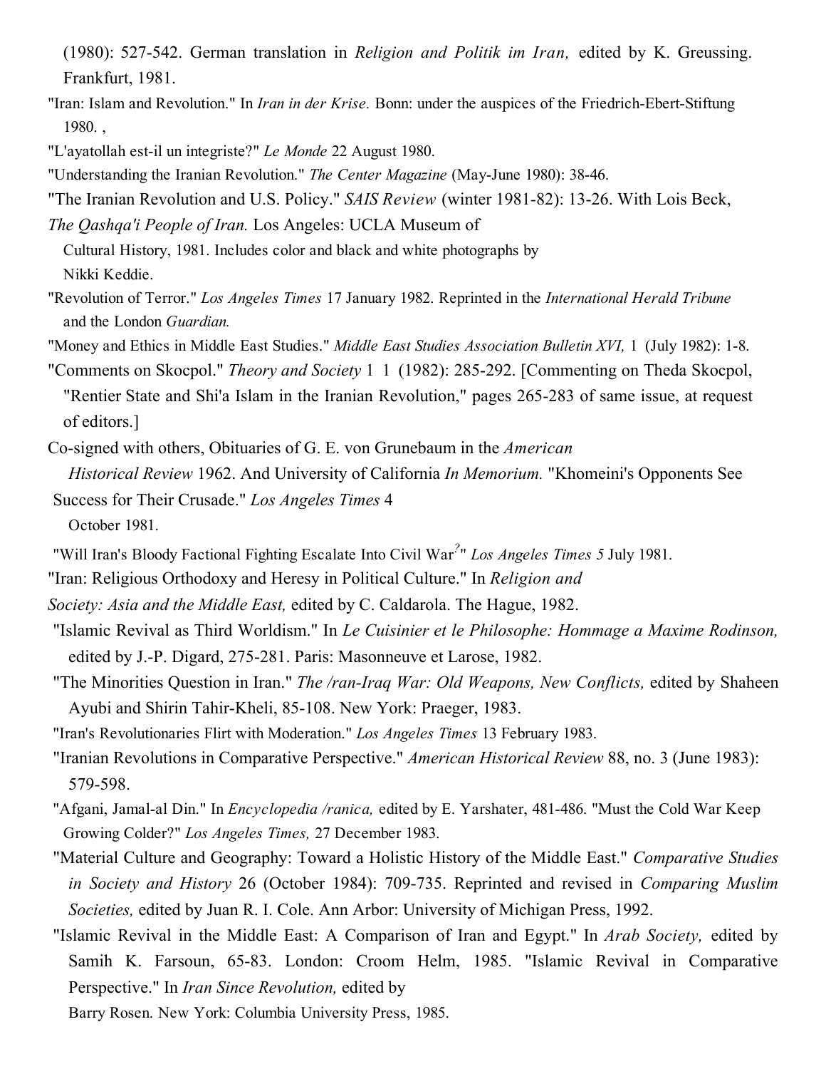(1980): 527-542. German translation in *Religion and Politik im Iran,* edited by K. Greussing. Frankfurt, 1981.

"Iran: Islam and Revolution." In *Iran in der Krise.* Bonn: under the auspices of the Friedrich-Ebert-Stiftung 1980. ,

"L'ayatollah est-il un integriste?" *Le Monde* 22 August 1980.

"Understanding the Iranian Revolution." *The Center Magazine* (May-June 1980): 38-46.

"The Iranian Revolution and U.S. Policy." *SAIS Review* (winter 1981-82): 13-26. With Lois Beck, *The Qashqa'i People of Iran.* Los Angeles: UCLA Museum of Cultural History, 1981. Includes color and black and white photographs by Nikki Keddie.

"Revolution of Terror." *Los Angeles Times* 17 January 1982. Reprinted in the *International Herald Tribune* and the London *Guardian.*

"Money and Ethics in Middle East Studies." *Middle East Studies Association Bulletin XVI,* 1 (July 1982): 1-8.

"Comments on Skocpol." *Theory and Society* 1 1 (1982): 285-292. [Commenting on Theda Skocpol, "Rentier State and Shi'a Islam in the Iranian Revolution," pages 265-283 of same issue, at request of editors.]

Co-signed with others, Obituaries of G. E. von Grunebaum in the *American Historical Review* 1962. And University of California *In Memorium.* "Khomeini's Opponents See Success for Their Crusade." *Los Angeles Times* 4 October 1981.

"Will Iran's Bloody Factional Fighting Escalate Into Civil War?" *Los Angeles Times 5* July 1981.

"Iran: Religious Orthodoxy and Heresy in Political Culture." In *Religion and Society: Asia and the Middle East,* edited by C. Caldarola. The Hague, 1982.

"Islamic Revival as Third Worldism." In *Le Cuisinier et le Philosophe: Hommage a Maxime Rodinson,* edited by J.-P. Digard, 275-281. Paris: Masonneuve et Larose, 1982.

"The Minorities Question in Iran." *The /ran-Iraq War: Old Weapons, New Conflicts,* edited by Shaheen Ayubi and Shirin Tahir-Kheli, 85-108. New York: Praeger, 1983.

"Iran's Revolutionaries Flirt with Moderation." *Los Angeles Times* 13 February 1983.

"Iranian Revolutions in Comparative Perspective." *American Historical Review* 88, no. 3 (June 1983): 579-598.

"Afgani, Jamal-al Din." In *Encyclopedia /ranica,* edited by E. Yarshater, 481-486. "Must the Cold War Keep Growing Colder?" *Los Angeles Times,* 27 December 1983.

"Material Culture and Geography: Toward a Holistic History of the Middle East." *Comparative Studies in Society and History* 26 (October 1984): 709-735. Reprinted and revised in *Comparing Muslim Societies,* edited by Juan R. I. Cole. Ann Arbor: University of Michigan Press, 1992.

"Islamic Revival in the Middle East: A Comparison of Iran and Egypt." In *Arab Society,* edited by Samih K. Farsoun, 65-83. London: Croom Helm, 1985. "Islamic Revival in Comparative Perspective." In *Iran Since Revolution,* edited by Barry Rosen. New York: Columbia University Press, 1985.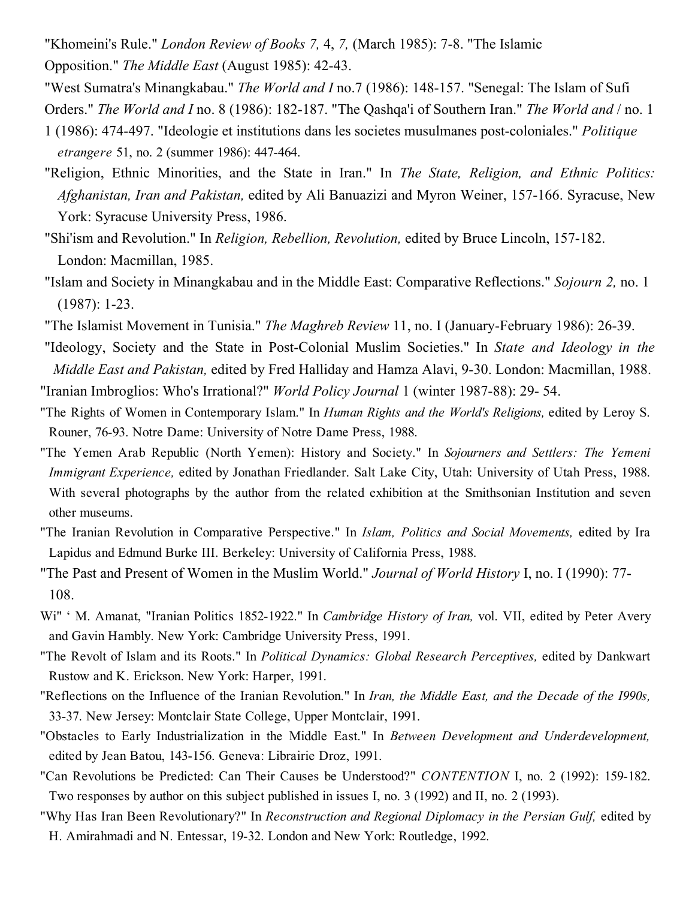"Khomeini's Rule." *London Review of Books 7,* 4, *7,* (March 1985): 7-8. "The Islamic Opposition." *The Middle East* (August 1985): 42-43.

"West Sumatra's Minangkabau." *The World and I* no.7 (1986): 148-157. "Senegal: The Islam of Sufi Orders." *The World and I* no. 8 (1986): 182-187. "The Qashqa'i of Southern Iran." *The World and* / no. 1 1 (1986): 474-497. "Ideologie et institutions dans les societes musulmanes post-coloniales." *Politique etrangere* 51, no. 2 (summer 1986): 447-464.

"Religion, Ethnic Minorities, and the State in Iran." In *The State, Religion, and Ethnic Politics: Afghanistan, Iran and Pakistan,* edited by Ali Banuazizi and Myron Weiner, 157-166. Syracuse, New York: Syracuse University Press, 1986.

"Shi'ism and Revolution." In *Religion, Rebellion, Revolution,* edited by Bruce Lincoln, 157-182. London: Macmillan, 1985.

"Islam and Society in Minangkabau and in the Middle East: Comparative Reflections." *Sojourn 2,* no. 1 (1987): 1-23.

"The Islamist Movement in Tunisia." *The Maghreb Review* 11, no. I (January-February 1986): 26-39.

"Ideology, Society and the State in Post-Colonial Muslim Societies." In *State and Ideology in the Middle East and Pakistan,* edited by Fred Halliday and Hamza Alavi, 9-30. London: Macmillan, 1988.

"Iranian Imbroglios: Who's Irrational?" *World Policy Journal* 1 (winter 1987-88): 29- 54.

"The Rights of Women in Contemporary Islam." In *Human Rights and the World's Religions,* edited by Leroy S. Rouner, 76-93. Notre Dame: University of Notre Dame Press, 1988.

"The Yemen Arab Republic (North Yemen): History and Society." In *Sojourners and Settlers: The Yemeni Immigrant Experience,* edited by Jonathan Friedlander. Salt Lake City, Utah: University of Utah Press, 1988. With several photographs by the author from the related exhibition at the Smithsonian Institution and seven other museums.

"The Iranian Revolution in Comparative Perspective." In *Islam, Politics and Social Movements,* edited by Ira Lapidus and Edmund Burke III. Berkeley: University of California Press, 1988.

"The Past and Present of Women in the Muslim World." *Journal of World History* I, no. I (1990): 77-108.

Wi" ' M. Amanat, "Iranian Politics 1852-1922." In *Cambridge History of Iran,* vol. VII, edited by Peter Avery and Gavin Hambly. New York: Cambridge University Press, 1991.

"The Revolt of Islam and its Roots." In *Political Dynamics: Global Research Perceptives,* edited by Dankwart Rustow and K. Erickson. New York: Harper, 1991.

"Reflections on the Influence of the Iranian Revolution." In *Iran, the Middle East, and the Decade of the I990s,* 33-37. New Jersey: Montclair State College, Upper Montclair, 1991.

"Obstacles to Early Industrialization in the Middle East." In *Between Development and Underdevelopment,* edited by Jean Batou, 143-156. Geneva: Librairie Droz, 1991.

"Can Revolutions be Predicted: Can Their Causes be Understood?" *CONTENTION* I, no. 2 (1992): 159-182. Two responses by author on this subject published in issues I, no. 3 (1992) and II, no. 2 (1993).

"Why Has Iran Been Revolutionary?" In *Reconstruction and Regional Diplomacy in the Persian Gulf,* edited by H. Amirahmadi and N. Entessar, 19-32. London and New York: Routledge, 1992.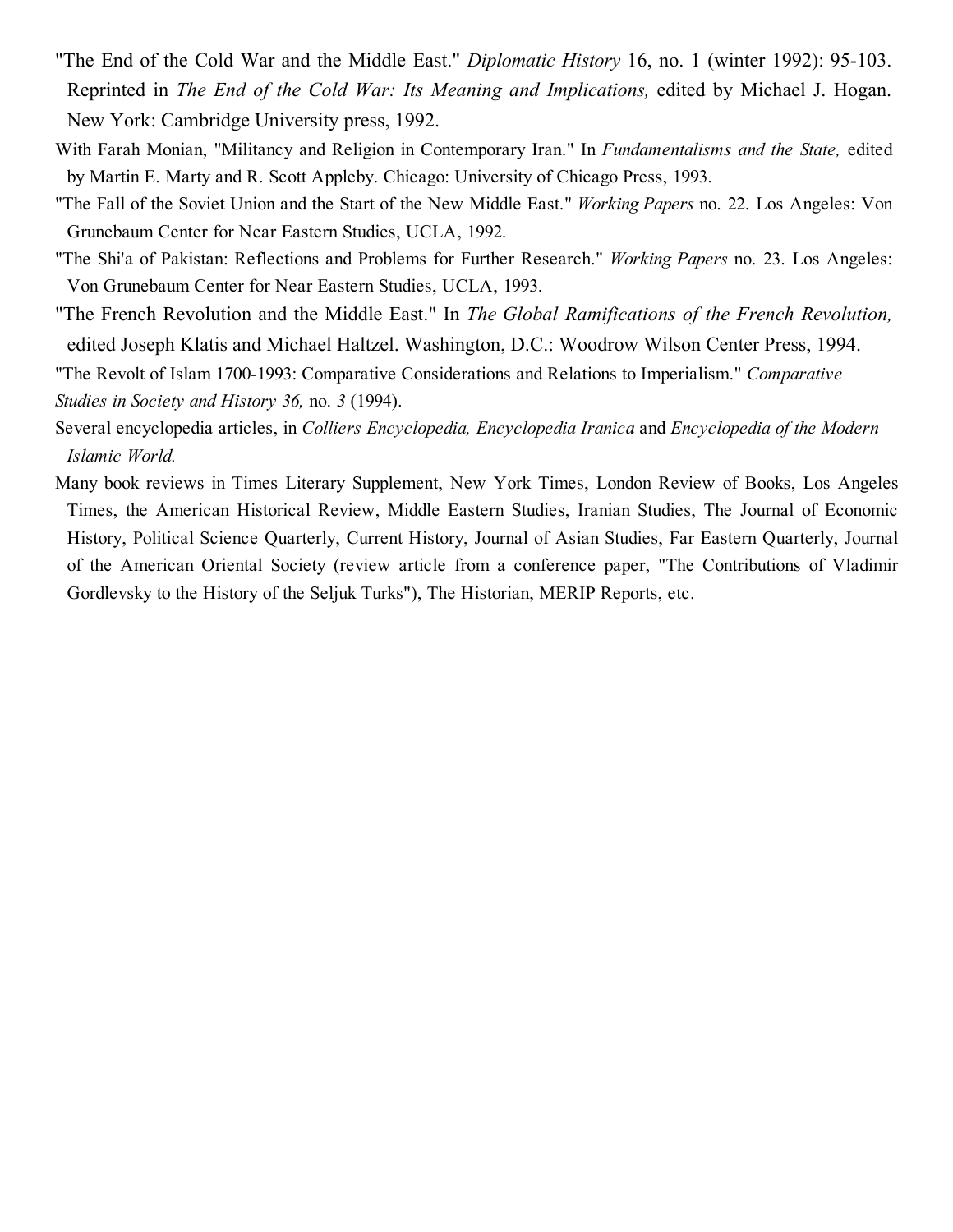"The End of the Cold War and the Middle East." *Diplomatic History* 16, no. 1 (winter 1992): 95-103. Reprinted in *The End of the Cold War: Its Meaning and Implications,* edited by Michael J. Hogan. New York: Cambridge University press, 1992.

With Farah Monian, "Militancy and Religion in Contemporary Iran." In *Fundamentalisms and the State,* edited by Martin E. Marty and R. Scott Appleby. Chicago: University of Chicago Press, 1993.

"The Fall of the Soviet Union and the Start of the New Middle East." *Working Papers* no. 22. Los Angeles: Von Grunebaum Center for Near Eastern Studies, UCLA, 1992.

"The Shi'a of Pakistan: Reflections and Problems for Further Research." *Working Papers* no. 23. Los Angeles: Von Grunebaum Center for Near Eastern Studies, UCLA, 1993.

"The French Revolution and the Middle East." In *The Global Ramifications of the French Revolution,* edited Joseph Klatis and Michael Haltzel. Washington, D.C.: Woodrow Wilson Center Press, 1994.

"The Revolt of Islam 1700-1993: Comparative Considerations and Relations to Imperialism." *Comparative Studies in Society and History 36,* no. *3* (1994).

Several encyclopedia articles, in *Colliers Encyclopedia, Encyclopedia Iranica* and *Encyclopedia of the Modern Islamic World.*

Many book reviews in Times Literary Supplement, New York Times, London Review of Books, Los Angeles Times, the American Historical Review, Middle Eastern Studies, Iranian Studies, The Journal of Economic History, Political Science Quarterly, Current History, Journal of Asian Studies, Far Eastern Quarterly, Journal of the American Oriental Society (review article from a conference paper, "The Contributions of Vladimir Gordlevsky to the History of the Seljuk Turks"), The Historian, MERIP Reports, etc.